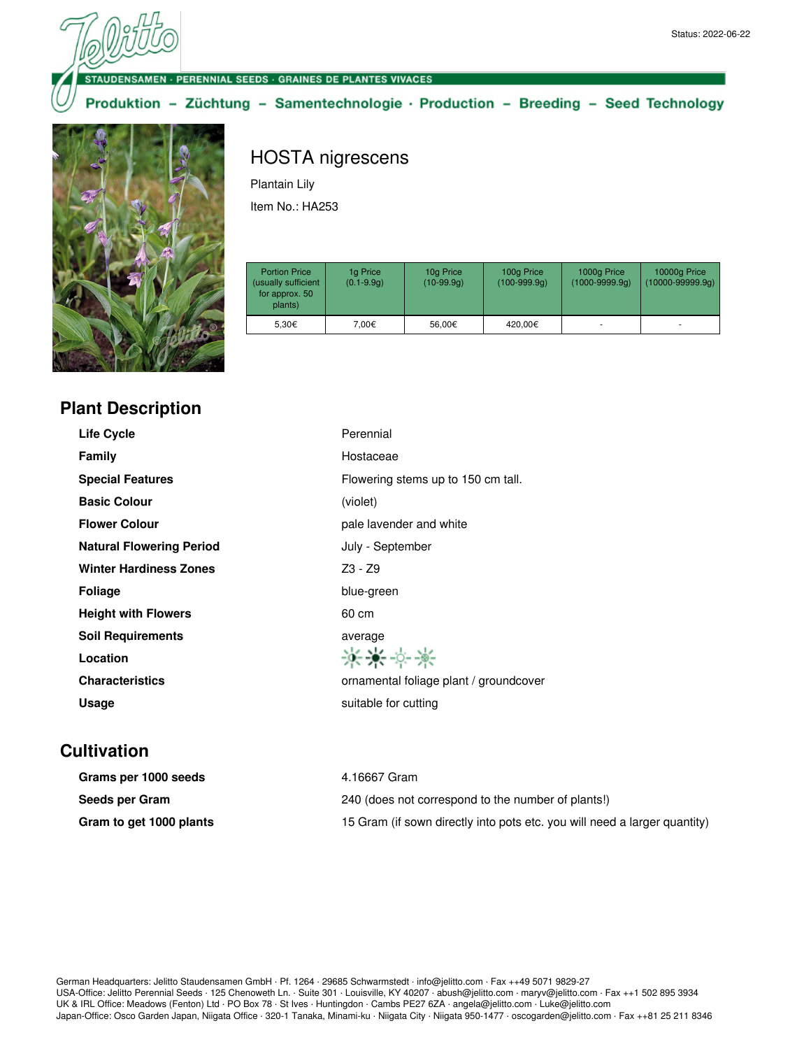Status: 2022-06-22

STAUDENSAMEN · PERENNIAL SEEDS · GRAINES DE PLANTES VIVACES

**Produktion – Züchtung – Samentechnologie · Production – Breeding – Seed Technology**

# HOSTA nigrescens

Plantain Lily

Item No.: HA253

| Portion Price (usually sufficient for approx. 50 plants) | 1g Price (0.1-9.9g) | 10g Price (10-99.9g) | 100g Price (100-999.9g) | 1000g Price (1000-9999.9g) | 10000g Price (10000-99999.9g) |
|---|---|---|---|---|---|
| 5,30€ | 7,00€ | 56,00€ | 420,00€ | - | - |

## Plant Description

| | |
|---|---|
| **Life Cycle** | Perennial |
| **Family** | Hostaceae |
| **Special Features** | Flowering stems up to 150 cm tall. |
| **Basic Colour** | (violet) |
| **Flower Colour** | pale lavender and white |
| **Natural Flowering Period** | July - September |
| **Winter Hardiness Zones** | Z3 - Z9 |
| **Foliage** | blue-green |
| **Height with Flowers** | 60 cm |
| **Soil Requirements** | average |
| **Location** | |
| **Characteristics** | ornamental foliage plant / groundcover |
| **Usage** | suitable for cutting |

## Cultivation

| | |
|---|---|
| **Grams per 1000 seeds** | 4.16667 Gram |
| **Seeds per Gram** | 240 (does not correspond to the number of plants!) |
| **Gram to get 1000 plants** | 15 Gram (if sown directly into pots etc. you will need a larger quantity) |

German Headquarters: Jelitto Staudensamen GmbH · Pf. 1264 · 29685 Schwarmstedt · info@jelitto.com · Fax ++49 5071 9829-27
USA-Office: Jelitto Perennial Seeds · 125 Chenoweth Ln. · Suite 301 · Louisville, KY 40207 · abush@jelitto.com · maryv@jelitto.com · Fax ++1 502 895 3934
UK & IRL Office: Meadows (Fenton) Ltd · PO Box 78 · St Ives · Huntingdon · Cambs PE27 6ZA · angela@jelitto.com · Luke@jelitto.com
Japan-Office: Osco Garden Japan, Niigata Office · 320-1 Tanaka, Minami-ku · Niigata City · Niigata 950-1477 · oscogarden@jelitto.com · Fax ++81 25 211 8346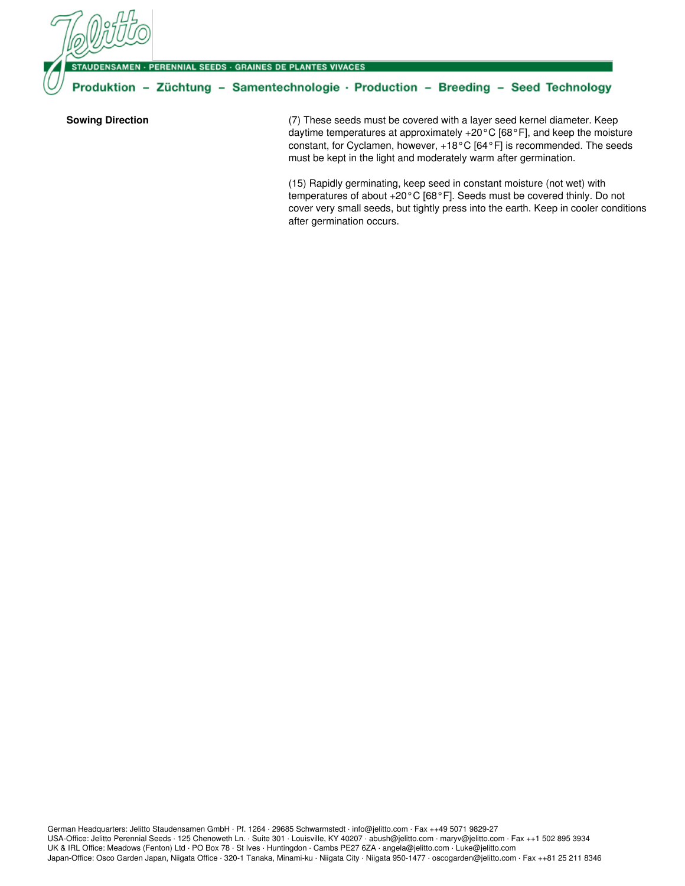**Sowing Direction**

(7) These seeds must be covered with a layer seed kernel diameter. Keep daytime temperatures at approximately +20°C [68°F], and keep the moisture constant, for Cyclamen, however, +18°C [64°F] is recommended. The seeds must be kept in the light and moderately warm after germination.

(15) Rapidly germinating, keep seed in constant moisture (not wet) with temperatures of about +20°C [68°F]. Seeds must be covered thinly. Do not cover very small seeds, but tightly press into the earth. Keep in cooler conditions after germination occurs.